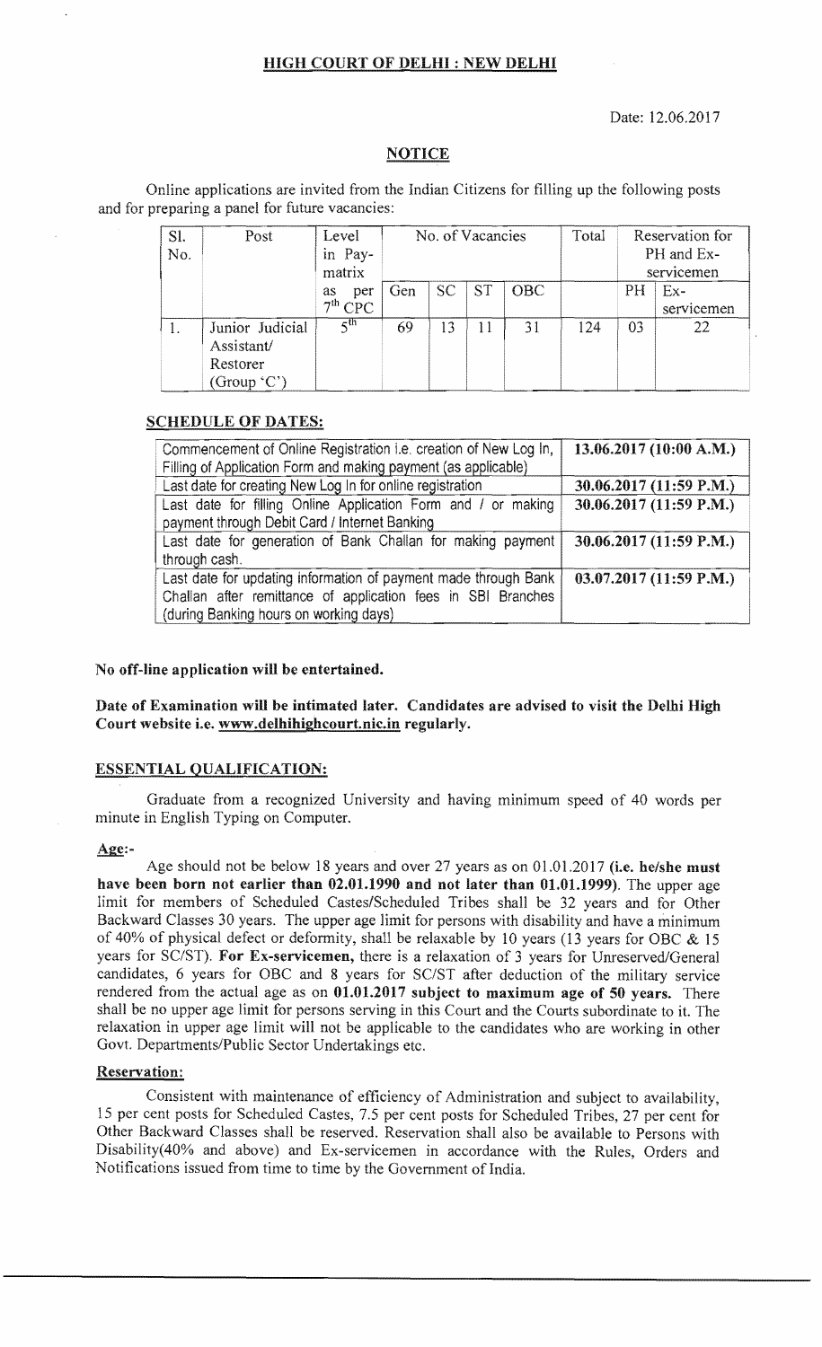# HIGH COURT OF DELHI : NEW DELHI

Date: 12.06.2017

## NOTICE

Online applications are invited from the Indian Citizens for filling up the following posts and for preparing a panel for future vacancies:

| Sl. No. | Post | Level in Pay-matrix as per 7th CPC | No. of Vacancies | | | | Total | Reservation for PH and Ex-servicemen | |
|---|---|---|---|---|---|---|---|---|---|
| | | | Gen | SC | ST | OBC | | PH | Ex-servicemen |
| 1. | Junior Judicial Assistant/ Restorer (Group 'C') | 5th | 69 | 13 | 11 | 31 | 124 | 03 | 22 |

### SCHEDULE OF DATES:

| | |
|---|---|
| Commencement of Online Registration i.e. creation of New Log In, Filling of Application Form and making payment (as applicable) | **13.06.2017 (10:00 A.M.)** |
| Last date for creating New Log In for online registration | **30.06.2017 (11:59 P.M.)** |
| Last date for filling Online Application Form and / or making payment through Debit Card / Internet Banking | **30.06.2017 (11:59 P.M.)** |
| Last date for generation of Bank Challan for making payment through cash. | **30.06.2017 (11:59 P.M.)** |
| Last date for updating information of payment made through Bank Challan after remittance of application fees in SBI Branches (during Banking hours on working days) | **03.07.2017 (11:59 P.M.)** |

**No off-line application will be entertained.**

**Date of Examination will be intimated later. Candidates are advised to visit the Delhi High Court website i.e. www.delhihighcourt.nic.in regularly.**

### ESSENTIAL QUALIFICATION:

Graduate from a recognized University and having minimum speed of 40 words per minute in English Typing on Computer.

### Age:-

Age should not be below 18 years and over 27 years as on 01.01.2017 **(i.e. he/she must have been born not earlier than 02.01.1990 and not later than 01.01.1999)**. The upper age limit for members of Scheduled Castes/Scheduled Tribes shall be 32 years and for Other Backward Classes 30 years. The upper age limit for persons with disability and have a minimum of 40% of physical defect or deformity, shall be relaxable by 10 years (13 years for OBC & 15 years for SC/ST). **For Ex-servicemen,** there is a relaxation of 3 years for Unreserved/General candidates, 6 years for OBC and 8 years for SC/ST after deduction of the military service rendered from the actual age as on **01.01.2017 subject to maximum age of 50 years.** There shall be no upper age limit for persons serving in this Court and the Courts subordinate to it. The relaxation in upper age limit will not be applicable to the candidates who are working in other Govt. Departments/Public Sector Undertakings etc.

### Reservation:

Consistent with maintenance of efficiency of Administration and subject to availability, 15 per cent posts for Scheduled Castes, 7.5 per cent posts for Scheduled Tribes, 27 per cent for Other Backward Classes shall be reserved. Reservation shall also be available to Persons with Disability(40% and above) and Ex-servicemen in accordance with the Rules, Orders and Notifications issued from time to time by the Government of India.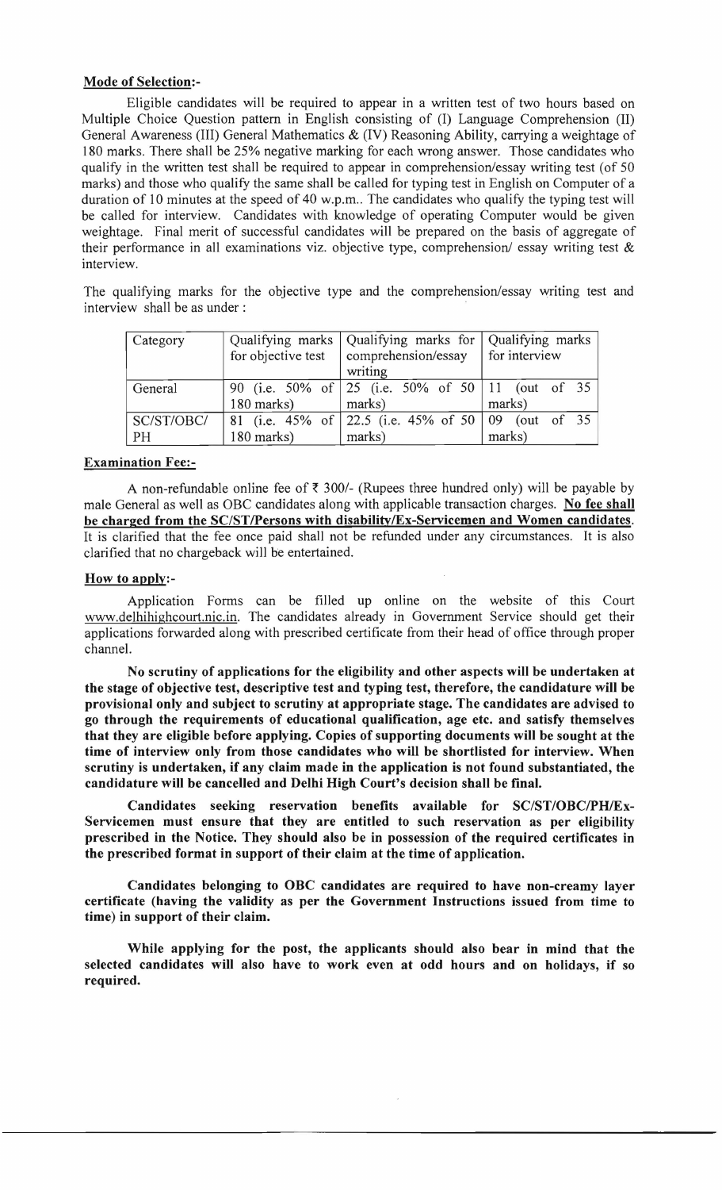**Mode of Selection:-**

Eligible candidates will be required to appear in a written test of two hours based on Multiple Choice Question pattern in English consisting of (I) Language Comprehension (II) General Awareness (III) General Mathematics & (IV) Reasoning Ability, carrying a weightage of 180 marks. There shall be 25% negative marking for each wrong answer. Those candidates who qualify in the written test shall be required to appear in comprehension/essay writing test (of 50 marks) and those who qualify the same shall be called for typing test in English on Computer of a duration of 10 minutes at the speed of 40 w.p.m.. The candidates who qualify the typing test will be called for interview. Candidates with knowledge of operating Computer would be given weightage. Final merit of successful candidates will be prepared on the basis of aggregate of their performance in all examinations viz. objective type, comprehension/ essay writing test & interview.

The qualifying marks for the objective type and the comprehension/essay writing test and interview shall be as under :

| Category | Qualifying marks for objective test | Qualifying marks for comprehension/essay writing | Qualifying marks for interview |
|---|---|---|---|
| General | 90 (i.e. 50% of 180 marks) | 25 (i.e. 50% of 50 marks) | 11 (out of 35 marks) |
| SC/ST/OBC/ PH | 81 (i.e. 45% of 180 marks) | 22.5 (i.e. 45% of 50 marks) | 09 (out of 35 marks) |

**Examination Fee:-**

A non-refundable online fee of ₹ 300/- (Rupees three hundred only) will be payable by male General as well as OBC candidates along with applicable transaction charges. **No fee shall be charged from the SC/ST/Persons with disability/Ex-Servicemen and Women candidates**. It is clarified that the fee once paid shall not be refunded under any circumstances. It is also clarified that no chargeback will be entertained.

**How to apply:-**

Application Forms can be filled up online on the website of this Court www.delhihighcourt.nic.in. The candidates already in Government Service should get their applications forwarded along with prescribed certificate from their head of office through proper channel.

**No scrutiny of applications for the eligibility and other aspects will be undertaken at the stage of objective test, descriptive test and typing test, therefore, the candidature will be provisional only and subject to scrutiny at appropriate stage. The candidates are advised to go through the requirements of educational qualification, age etc. and satisfy themselves that they are eligible before applying. Copies of supporting documents will be sought at the time of interview only from those candidates who will be shortlisted for interview. When scrutiny is undertaken, if any claim made in the application is not found substantiated, the candidature will be cancelled and Delhi High Court's decision shall be final.**

**Candidates seeking reservation benefits available for SC/ST/OBC/PH/Ex-Servicemen must ensure that they are entitled to such reservation as per eligibility prescribed in the Notice. They should also be in possession of the required certificates in the prescribed format in support of their claim at the time of application.**

**Candidates belonging to OBC candidates are required to have non-creamy layer certificate (having the validity as per the Government Instructions issued from time to time) in support of their claim.**

**While applying for the post, the applicants should also bear in mind that the selected candidates will also have to work even at odd hours and on holidays, if so required.**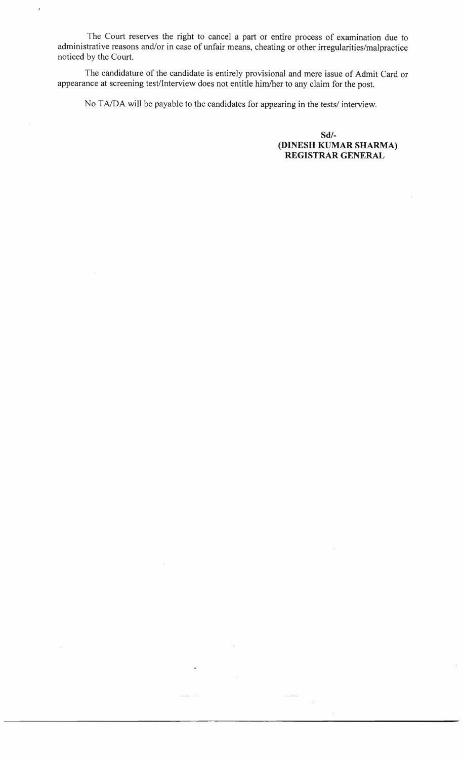The Court reserves the right to cancel a part or entire process of examination due to administrative reasons and/or in case of unfair means, cheating or other irregularities/malpractice noticed by the Court.

The candidature of the candidate is entirely provisional and mere issue of Admit Card or appearance at screening test/Interview does not entitle him/her to any claim for the post.

No TA/DA will be payable to the candidates for appearing in the tests/ interview.

**Sd/-**
**(DINESH KUMAR SHARMA)**
**REGISTRAR GENERAL**